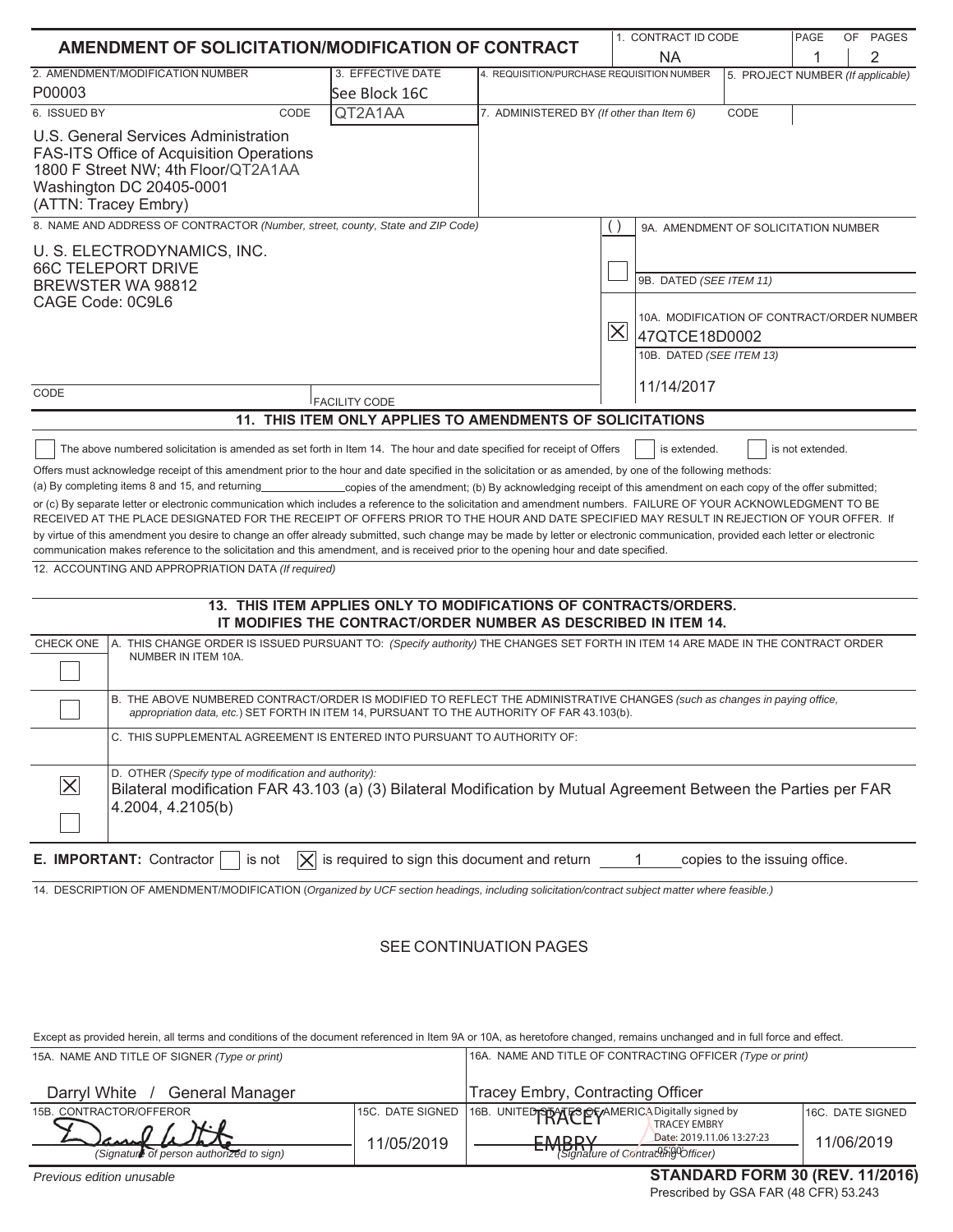# AMENDMENT OF SOLICITATION/MODIFICATION OF CONTRACT

| 1. CONTRACT ID CODE | PAGE OF PAGES |
|---|---|
| NA | 1 / 2 |

| 2. AMENDMENT/MODIFICATION NUMBER | 3. EFFECTIVE DATE | 4. REQUISITION/PURCHASE REQUISITION NUMBER | 5. PROJECT NUMBER (If applicable) |
|---|---|---|---|
| P00003 | See Block 16C | | |

| 6. ISSUED BY CODE QT2A1AA | 7. ADMINISTERED BY (If other than Item 6) CODE |
|---|---|
| U.S. General Services Administration<br>FAS-ITS Office of Acquisition Operations<br>1800 F Street NW; 4th Floor/QT2A1AA<br>Washington DC 20405-0001<br>(ATTN: Tracey Embry) | |

8. NAME AND ADDRESS OF CONTRACTOR (Number, street, county, State and ZIP Code)

U. S. ELECTRODYNAMICS, INC.
66C TELEPORT DRIVE
BREWSTER WA 98812
CAGE Code: 0C9L6

CODE | FACILITY CODE

( ) 9A. AMENDMENT OF SOLICITATION NUMBER

[ ] 9B. DATED (SEE ITEM 11)

[X] 10A. MODIFICATION OF CONTRACT/ORDER NUMBER
47QTCE18D0002

10B. DATED (SEE ITEM 13)
11/14/2017

## 11. THIS ITEM ONLY APPLIES TO AMENDMENTS OF SOLICITATIONS

[ ] The above numbered solicitation is amended as set forth in Item 14. The hour and date specified for receipt of Offers [ ] is extended. [ ] is not extended.

Offers must acknowledge receipt of this amendment prior to the hour and date specified in the solicitation or as amended, by one of the following methods: (a) By completing items 8 and 15, and returning ______ copies of the amendment; (b) By acknowledging receipt of this amendment on each copy of the offer submitted; or (c) By separate letter or electronic communication which includes a reference to the solicitation and amendment numbers. FAILURE OF YOUR ACKNOWLEDGMENT TO BE RECEIVED AT THE PLACE DESIGNATED FOR THE RECEIPT OF OFFERS PRIOR TO THE HOUR AND DATE SPECIFIED MAY RESULT IN REJECTION OF YOUR OFFER. If by virtue of this amendment you desire to change an offer already submitted, such change may be made by letter or electronic communication, provided each letter or electronic communication makes reference to the solicitation and this amendment, and is received prior to the opening hour and date specified.

12. ACCOUNTING AND APPROPRIATION DATA (If required)

## 13. THIS ITEM APPLIES ONLY TO MODIFICATIONS OF CONTRACTS/ORDERS. IT MODIFIES THE CONTRACT/ORDER NUMBER AS DESCRIBED IN ITEM 14.

| CHECK ONE | |
|---|---|
| [ ] | A. THIS CHANGE ORDER IS ISSUED PURSUANT TO: (Specify authority) THE CHANGES SET FORTH IN ITEM 14 ARE MADE IN THE CONTRACT ORDER NUMBER IN ITEM 10A. |
| [ ] | B. THE ABOVE NUMBERED CONTRACT/ORDER IS MODIFIED TO REFLECT THE ADMINISTRATIVE CHANGES (such as changes in paying office, appropriation data, etc.) SET FORTH IN ITEM 14, PURSUANT TO THE AUTHORITY OF FAR 43.103(b). |
| | C. THIS SUPPLEMENTAL AGREEMENT IS ENTERED INTO PURSUANT TO AUTHORITY OF: |
| [X] | D. OTHER (Specify type of modification and authority): Bilateral modification FAR 43.103 (a) (3) Bilateral Modification by Mutual Agreement Between the Parties per FAR 4.2004, 4.2105(b) |
| [ ] | |

**E. IMPORTANT:** Contractor [ ] is not [X] is required to sign this document and return 1 copies to the issuing office.

14. DESCRIPTION OF AMENDMENT/MODIFICATION (Organized by UCF section headings, including solicitation/contract subject matter where feasible.)

SEE CONTINUATION PAGES

Except as provided herein, all terms and conditions of the document referenced in Item 9A or 10A, as heretofore changed, remains unchanged and in full force and effect.

| 15A. NAME AND TITLE OF SIGNER (Type or print) | | 16A. NAME AND TITLE OF CONTRACTING OFFICER (Type or print) | |
|---|---|---|---|
| Darryl White / General Manager | | Tracey Embry, Contracting Officer | |
| 15B. CONTRACTOR/OFFEROR | 15C. DATE SIGNED | 16B. UNITED STATES OF AMERICA | 16C. DATE SIGNED |
| (Signature of person authorized to sign) | 11/05/2019 | TRACEY EMBRY — Digitally signed by TRACEY EMBRY Date: 2019.11.06 13:27:23 -05'00' (Signature of Contracting Officer) | 11/06/2019 |

Previous edition unusable

**STANDARD FORM 30 (REV. 11/2016)**
Prescribed by GSA FAR (48 CFR) 53.243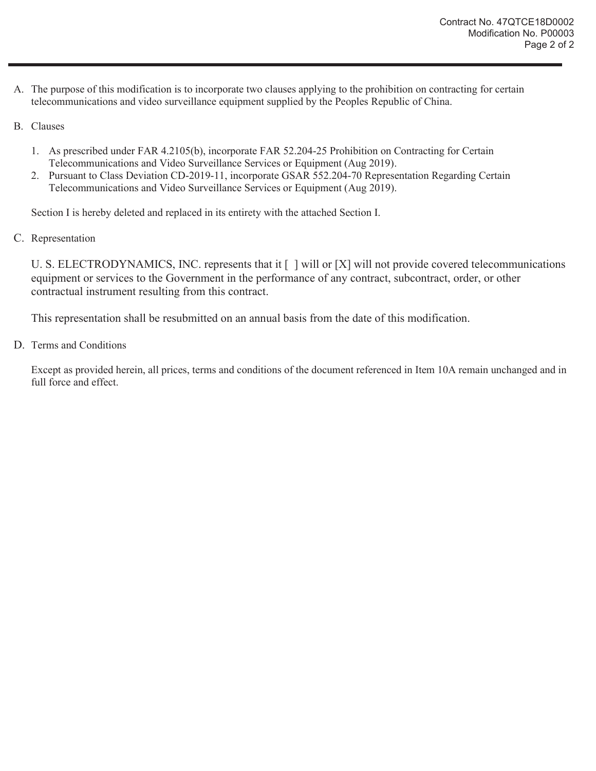A. The purpose of this modification is to incorporate two clauses applying to the prohibition on contracting for certain telecommunications and video surveillance equipment supplied by the Peoples Republic of China.

B. Clauses

1. As prescribed under FAR 4.2105(b), incorporate FAR 52.204-25 Prohibition on Contracting for Certain Telecommunications and Video Surveillance Services or Equipment (Aug 2019).
2. Pursuant to Class Deviation CD-2019-11, incorporate GSAR 552.204-70 Representation Regarding Certain Telecommunications and Video Surveillance Services or Equipment (Aug 2019).

Section I is hereby deleted and replaced in its entirety with the attached Section I.

C. Representation

U. S. ELECTRODYNAMICS, INC. represents that it [ ] will or [X] will not provide covered telecommunications equipment or services to the Government in the performance of any contract, subcontract, order, or other contractual instrument resulting from this contract.

This representation shall be resubmitted on an annual basis from the date of this modification.

D. Terms and Conditions

Except as provided herein, all prices, terms and conditions of the document referenced in Item 10A remain unchanged and in full force and effect.